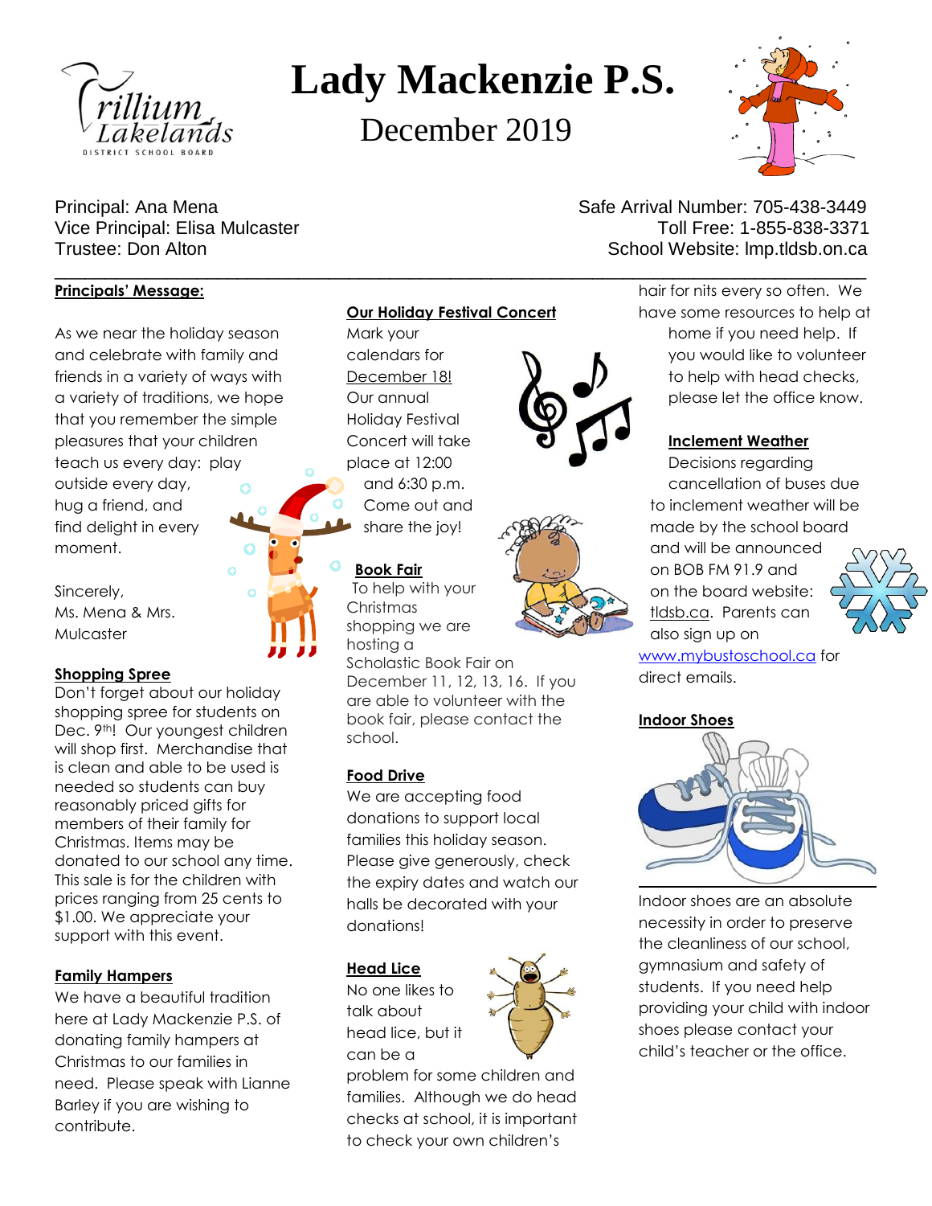# Lady Mackenzie P.S.

## December 2019

Principal: Ana Mena
Vice Principal: Elisa Mulcaster
Trustee: Don Alton

Safe Arrival Number: 705-438-3449
Toll Free: 1-855-838-3371
School Website: lmp.tldsb.on.ca

---

**Principals' Message:**

As we near the holiday season and celebrate with family and friends in a variety of ways with a variety of traditions, we hope that you remember the simple pleasures that your children teach us every day: play outside every day, hug a friend, and find delight in every moment.

Sincerely,
Ms. Mena & Mrs. Mulcaster

**Shopping Spree**

Don't forget about our holiday shopping spree for students on Dec. 9th! Our youngest children will shop first. Merchandise that is clean and able to be used is needed so students can buy reasonably priced gifts for members of their family for Christmas. Items may be donated to our school any time. This sale is for the children with prices ranging from 25 cents to $1.00. We appreciate your support with this event.

**Family Hampers**

We have a beautiful tradition here at Lady Mackenzie P.S. of donating family hampers at Christmas to our families in need. Please speak with Lianne Barley if you are wishing to contribute.

**Our Holiday Festival Concert**

Mark your calendars for December 18! Our annual Holiday Festival Concert will take place at 12:00 and 6:30 p.m. Come out and share the joy!

**Book Fair**

To help with your Christmas shopping we are hosting a Scholastic Book Fair on December 11, 12, 13, 16. If you are able to volunteer with the book fair, please contact the school.

**Food Drive**

We are accepting food donations to support local families this holiday season. Please give generously, check the expiry dates and watch our halls be decorated with your donations!

**Head Lice**

No one likes to talk about head lice, but it can be a problem for some children and families. Although we do head checks at school, it is important to check your own children's hair for nits every so often. We have some resources to help at home if you need help. If you would like to volunteer to help with head checks, please let the office know.

**Inclement Weather**

Decisions regarding cancellation of buses due to inclement weather will be made by the school board and will be announced on BOB FM 91.9 and on the board website: tldsb.ca. Parents can also sign up on www.mybustoschool.ca for direct emails.

**Indoor Shoes**

Indoor shoes are an absolute necessity in order to preserve the cleanliness of our school, gymnasium and safety of students. If you need help providing your child with indoor shoes please contact your child's teacher or the office.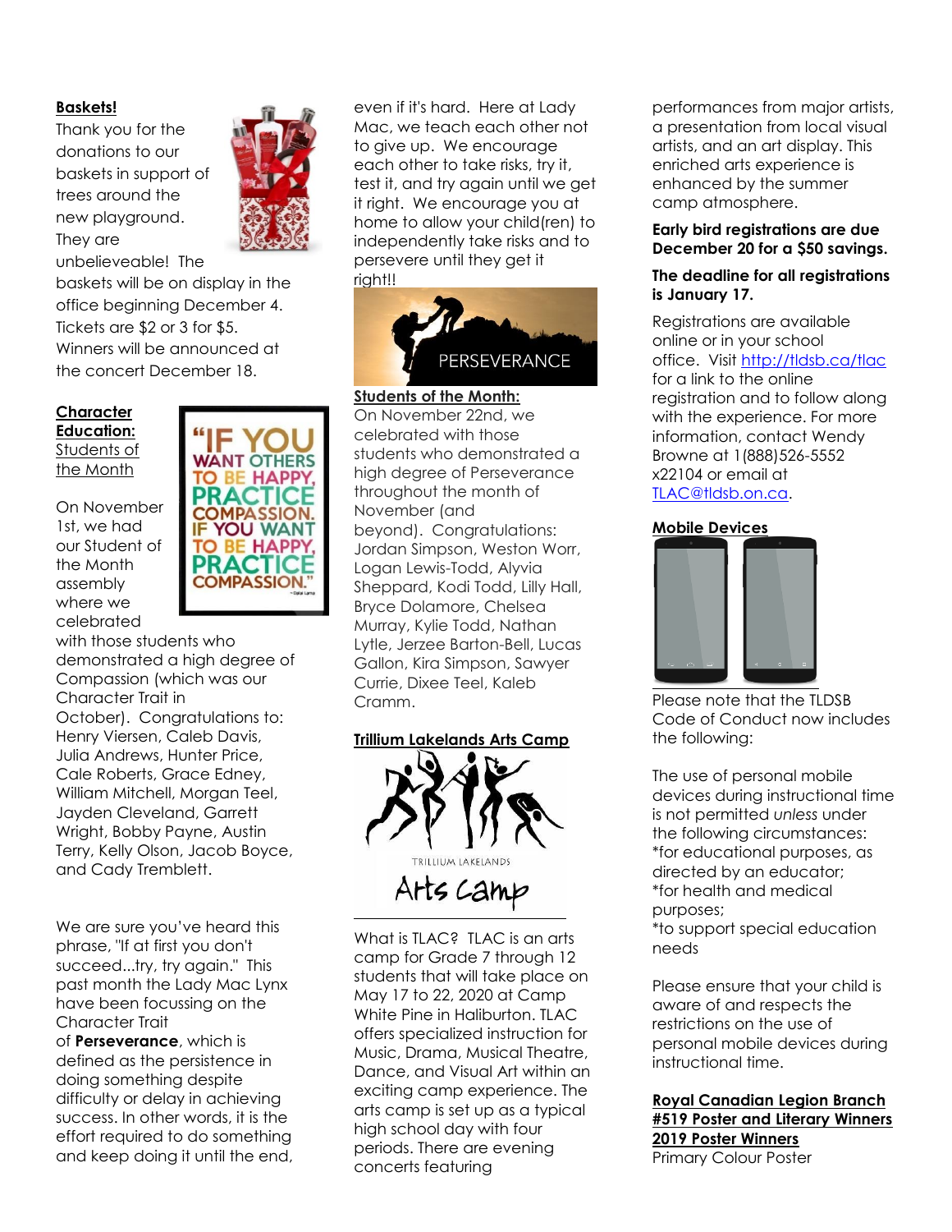**Baskets!**

Thank you for the donations to our baskets in support of trees around the new playground. They are unbelieveable! The baskets will be on display in the office beginning December 4. Tickets are $2 or 3 for $5. Winners will be announced at the concert December 18.

**Character Education:** Students of the Month

On November 1st, we had our Student of the Month assembly where we celebrated with those students who demonstrated a high degree of Compassion (which was our Character Trait in October). Congratulations to: Henry Viersen, Caleb Davis, Julia Andrews, Hunter Price, Cale Roberts, Grace Edney, William Mitchell, Morgan Teel, Jayden Cleveland, Garrett Wright, Bobby Payne, Austin Terry, Kelly Olson, Jacob Boyce, and Cady Tremblett.

We are sure you've heard this phrase, "If at first you don't succeed...try, try again." This past month the Lady Mac Lynx have been focussing on the Character Trait of **Perseverance**, which is defined as the persistence in doing something despite difficulty or delay in achieving success. In other words, it is the effort required to do something and keep doing it until the end, even if it's hard. Here at Lady Mac, we teach each other not to give up. We encourage each other to take risks, try it, test it, and try again until we get it right. We encourage you at home to allow your child(ren) to independently take risks and to persevere until they get it right!!

**Students of the Month:**

On November 22nd, we celebrated with those students who demonstrated a high degree of Perseverance throughout the month of November (and beyond). Congratulations: Jordan Simpson, Weston Worr, Logan Lewis-Todd, Alyvia Sheppard, Kodi Todd, Lilly Hall, Bryce Dolamore, Chelsea Murray, Kylie Todd, Nathan Lytle, Jerzee Barton-Bell, Lucas Gallon, Kira Simpson, Sawyer Currie, Dixee Teel, Kaleb Cramm.

**Trillium Lakelands Arts Camp**

What is TLAC? TLAC is an arts camp for Grade 7 through 12 students that will take place on May 17 to 22, 2020 at Camp White Pine in Haliburton. TLAC offers specialized instruction for Music, Drama, Musical Theatre, Dance, and Visual Art within an exciting camp experience. The arts camp is set up as a typical high school day with four periods. There are evening concerts featuring performances from major artists, a presentation from local visual artists, and an art display. This enriched arts experience is enhanced by the summer camp atmosphere.

**Early bird registrations are due December 20 for a $50 savings.**

**The deadline for all registrations is January 17.**

Registrations are available online or in your school office. Visit http://tldsb.ca/tlac for a link to the online registration and to follow along with the experience. For more information, contact Wendy Browne at 1(888)526-5552 x22104 or email at TLAC@tldsb.on.ca.

**Mobile Devices**

Please note that the TLDSB Code of Conduct now includes the following:

The use of personal mobile devices during instructional time is not permitted *unless* under the following circumstances:
*for educational purposes, as directed by an educator;
*for health and medical purposes;
*to support special education needs

Please ensure that your child is aware of and respects the restrictions on the use of personal mobile devices during instructional time.

**Royal Canadian Legion Branch #519 Poster and Literary Winners**
**2019 Poster Winners**

Primary Colour Poster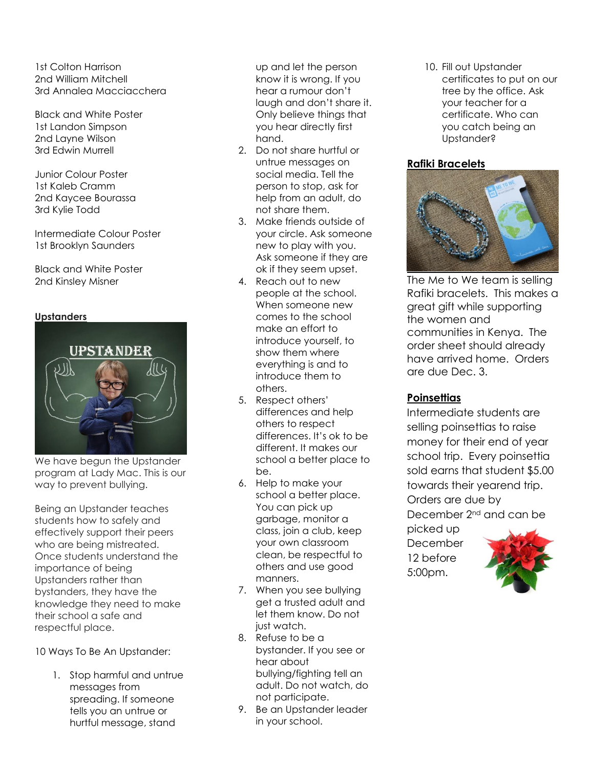1st Colton Harrison
2nd William Mitchell
3rd Annalea Macciacchera

Black and White Poster
1st Landon Simpson
2nd Layne Wilson
3rd Edwin Murrell

Junior Colour Poster
1st Kaleb Cramm
2nd Kaycee Bourassa
3rd Kylie Todd

Intermediate Colour Poster
1st Brooklyn Saunders

Black and White Poster
2nd Kinsley Misner

**Upstanders**

We have begun the Upstander program at Lady Mac. This is our way to prevent bullying.

Being an Upstander teaches students how to safely and effectively support their peers who are being mistreated. Once students understand the importance of being Upstanders rather than bystanders, they have the knowledge they need to make their school a safe and respectful place.

10 Ways To Be An Upstander:

1. Stop harmful and untrue messages from spreading. If someone tells you an untrue or hurtful message, stand up and let the person know it is wrong. If you hear a rumour don't laugh and don't share it. Only believe things that you hear directly first hand.
2. Do not share hurtful or untrue messages on social media. Tell the person to stop, ask for help from an adult, do not share them.
3. Make friends outside of your circle. Ask someone new to play with you. Ask someone if they are ok if they seem upset.
4. Reach out to new people at the school. When someone new comes to the school make an effort to introduce yourself, to show them where everything is and to introduce them to others.
5. Respect others' differences and help others to respect differences. It's ok to be different. It makes our school a better place to be.
6. Help to make your school a better place. You can pick up garbage, monitor a class, join a club, keep your own classroom clean, be respectful to others and use good manners.
7. When you see bullying get a trusted adult and let them know. Do not just watch.
8. Refuse to be a bystander. If you see or hear about bullying/fighting tell an adult. Do not watch, do not participate.
9. Be an Upstander leader in your school.
10. Fill out Upstander certificates to put on our tree by the office. Ask your teacher for a certificate. Who can you catch being an Upstander?

**Rafiki Bracelets**

The Me to We team is selling Rafiki bracelets. This makes a great gift while supporting the women and communities in Kenya. The order sheet should already have arrived home. Orders are due Dec. 3.

**Poinsettias**

Intermediate students are selling poinsettias to raise money for their end of year school trip. Every poinsettia sold earns that student $5.00 towards their yearend trip. Orders are due by December 2nd and can be picked up December 12 before 5:00pm.